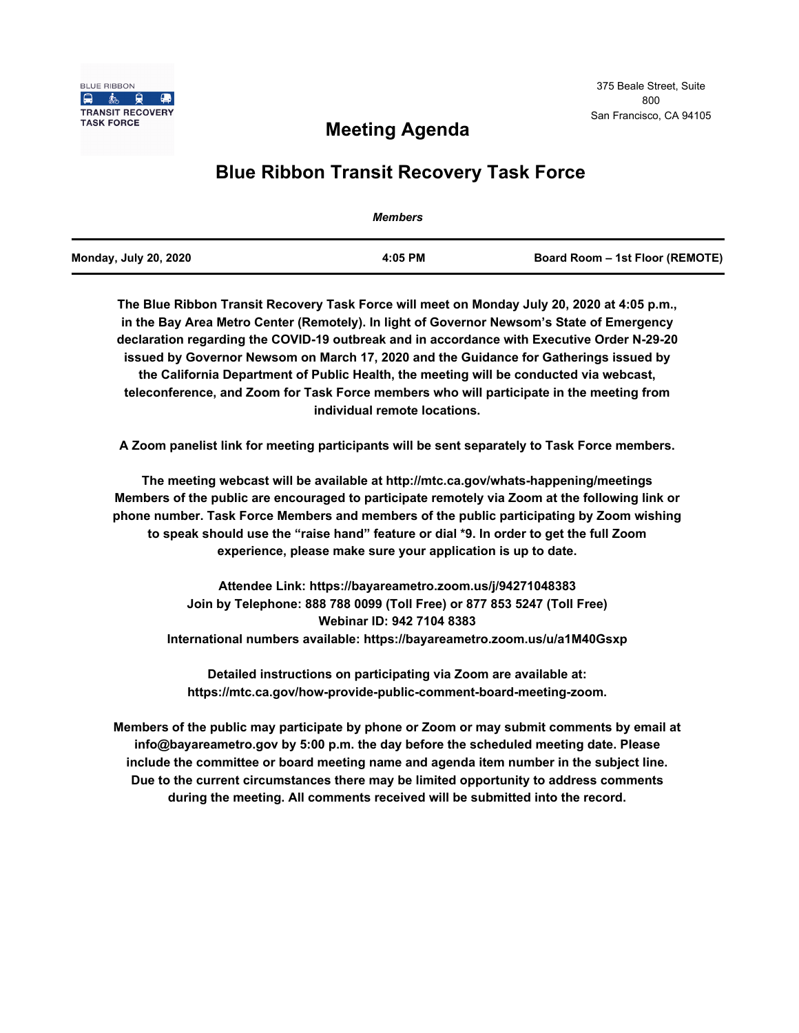BLUE RIBBON
TRANSIT RECOVERY
TASK FORCE

375 Beale Street, Suite 800
San Francisco, CA 94105

# Meeting Agenda

## Blue Ribbon Transit Recovery Task Force

*Members*

| Monday, July 20, 2020 | 4:05 PM | Board Room – 1st Floor (REMOTE) |
| --- | --- | --- |

**The Blue Ribbon Transit Recovery Task Force will meet on Monday July 20, 2020 at 4:05 p.m., in the Bay Area Metro Center (Remotely). In light of Governor Newsom's State of Emergency declaration regarding the COVID-19 outbreak and in accordance with Executive Order N-29-20 issued by Governor Newsom on March 17, 2020 and the Guidance for Gatherings issued by the California Department of Public Health, the meeting will be conducted via webcast, teleconference, and Zoom for Task Force members who will participate in the meeting from individual remote locations.**

**A Zoom panelist link for meeting participants will be sent separately to Task Force members.**

**The meeting webcast will be available at http://mtc.ca.gov/whats-happening/meetings Members of the public are encouraged to participate remotely via Zoom at the following link or phone number. Task Force Members and members of the public participating by Zoom wishing to speak should use the "raise hand" feature or dial *9. In order to get the full Zoom experience, please make sure your application is up to date.**

**Attendee Link: https://bayareametro.zoom.us/j/94271048383**
**Join by Telephone: 888 788 0099 (Toll Free) or 877 853 5247 (Toll Free)**
**Webinar ID: 942 7104 8383**
**International numbers available: https://bayareametro.zoom.us/u/a1M40Gsxp**

**Detailed instructions on participating via Zoom are available at: https://mtc.ca.gov/how-provide-public-comment-board-meeting-zoom.**

**Members of the public may participate by phone or Zoom or may submit comments by email at info@bayareametro.gov by 5:00 p.m. the day before the scheduled meeting date. Please include the committee or board meeting name and agenda item number in the subject line. Due to the current circumstances there may be limited opportunity to address comments during the meeting. All comments received will be submitted into the record.**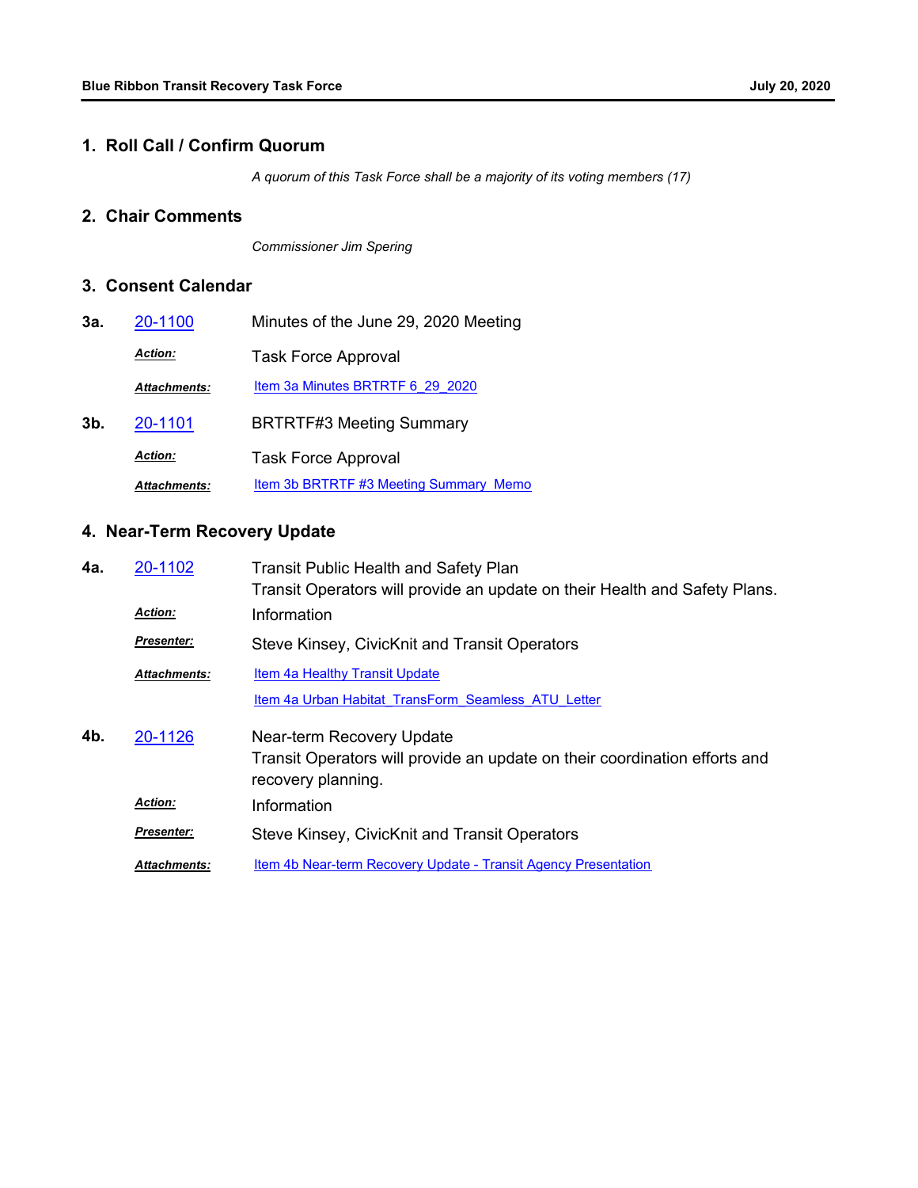## 1. Roll Call / Confirm Quorum

*A quorum of this Task Force shall be a majority of its voting members (17)*

## 2. Chair Comments

*Commissioner Jim Spering*

## 3. Consent Calendar

**3a.** 20-1100 Minutes of the June 29, 2020 Meeting

***Action:*** Task Force Approval

***Attachments:*** Item 3a Minutes BRTRTF 6_29_2020

**3b.** 20-1101 BRTRTF#3 Meeting Summary

***Action:*** Task Force Approval

***Attachments:*** Item 3b BRTRTF #3 Meeting Summary_Memo

## 4. Near-Term Recovery Update

**4a.** 20-1102 Transit Public Health and Safety Plan

Transit Operators will provide an update on their Health and Safety Plans.

***Action:*** Information

***Presenter:*** Steve Kinsey, CivicKnit and Transit Operators

***Attachments:*** Item 4a Healthy Transit Update

Item 4a Urban Habitat_TransForm_Seamless_ATU_Letter

**4b.** 20-1126 Near-term Recovery Update

Transit Operators will provide an update on their coordination efforts and recovery planning.

***Action:*** Information

***Presenter:*** Steve Kinsey, CivicKnit and Transit Operators

***Attachments:*** Item 4b Near-term Recovery Update - Transit Agency Presentation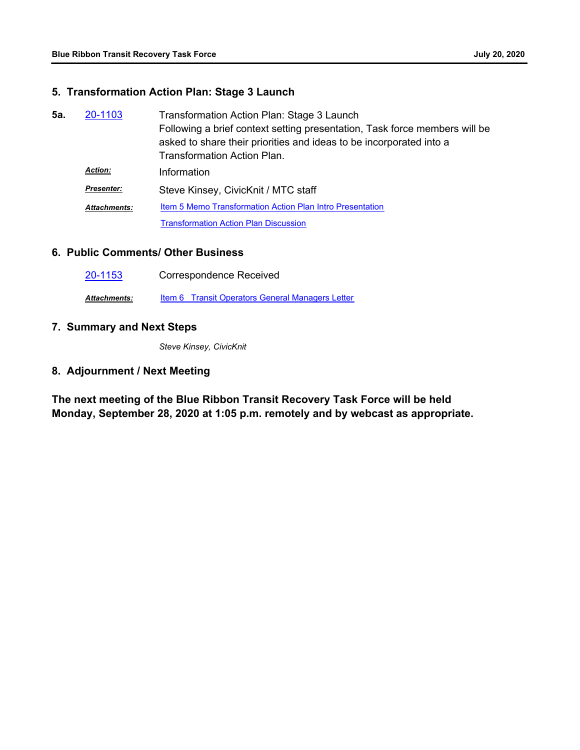## 5. Transformation Action Plan: Stage 3 Launch

**5a.** 20-1103 Transformation Action Plan: Stage 3 Launch

Following a brief context setting presentation, Task force members will be asked to share their priorities and ideas to be incorporated into a Transformation Action Plan.

***Action:*** Information

***Presenter:*** Steve Kinsey, CivicKnit / MTC staff

***Attachments:*** Item 5 Memo Transformation Action Plan Intro Presentation

Transformation Action Plan Discussion

## 6. Public Comments/ Other Business

20-1153 Correspondence Received

***Attachments:*** Item 6 Transit Operators General Managers Letter

## 7. Summary and Next Steps

*Steve Kinsey, CivicKnit*

## 8. Adjournment / Next Meeting

**The next meeting of the Blue Ribbon Transit Recovery Task Force will be held Monday, September 28, 2020 at 1:05 p.m. remotely and by webcast as appropriate.**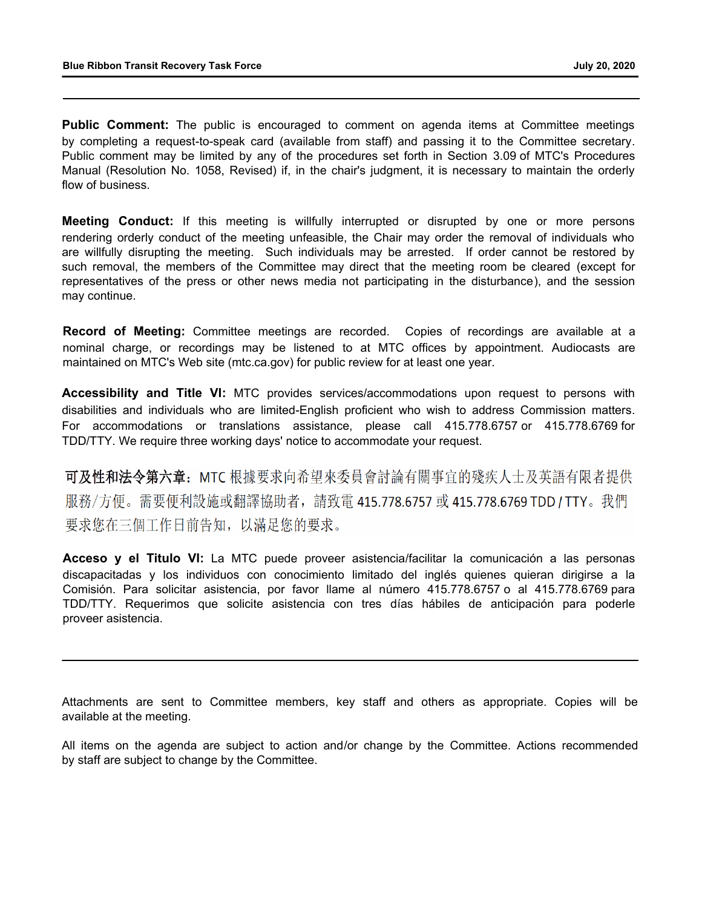**Public Comment:** The public is encouraged to comment on agenda items at Committee meetings by completing a request-to-speak card (available from staff) and passing it to the Committee secretary. Public comment may be limited by any of the procedures set forth in Section 3.09 of MTC's Procedures Manual (Resolution No. 1058, Revised) if, in the chair's judgment, it is necessary to maintain the orderly flow of business.

**Meeting Conduct:** If this meeting is willfully interrupted or disrupted by one or more persons rendering orderly conduct of the meeting unfeasible, the Chair may order the removal of individuals who are willfully disrupting the meeting. Such individuals may be arrested. If order cannot be restored by such removal, the members of the Committee may direct that the meeting room be cleared (except for representatives of the press or other news media not participating in the disturbance), and the session may continue.

**Record of Meeting:** Committee meetings are recorded. Copies of recordings are available at a nominal charge, or recordings may be listened to at MTC offices by appointment. Audiocasts are maintained on MTC's Web site (mtc.ca.gov) for public review for at least one year.

**Accessibility and Title VI:** MTC provides services/accommodations upon request to persons with disabilities and individuals who are limited-English proficient who wish to address Commission matters. For accommodations or translations assistance, please call 415.778.6757 or 415.778.6769 for TDD/TTY. We require three working days' notice to accommodate your request.

**可及性和法令第六章**：MTC 根據要求向希望來委員會討論有關事宜的殘疾人士及英語有限者提供服務/方便。需要便利設施或翻譯協助者，請致電 415.778.6757 或 415.778.6769 TDD / TTY。我們要求您在三個工作日前告知，以滿足您的要求。

**Acceso y el Titulo VI:** La MTC puede proveer asistencia/facilitar la comunicación a las personas discapacitadas y los individuos con conocimiento limitado del inglés quienes quieran dirigirse a la Comisión. Para solicitar asistencia, por favor llame al número 415.778.6757 o al 415.778.6769 para TDD/TTY. Requerimos que solicite asistencia con tres días hábiles de anticipación para poderle proveer asistencia.

---

Attachments are sent to Committee members, key staff and others as appropriate. Copies will be available at the meeting.

All items on the agenda are subject to action and/or change by the Committee. Actions recommended by staff are subject to change by the Committee.